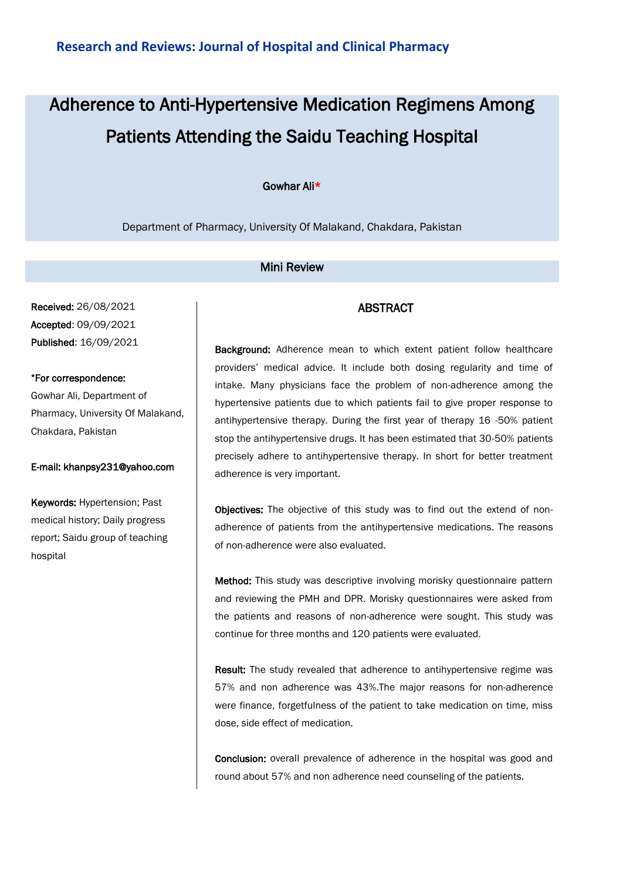# Research and Reviews: Journal of Hospital and Clinical Pharmacy

# Adherence to Anti-Hypertensive Medication Regimens Among Patients Attending the Saidu Teaching Hospital

Gowhar Ali*

Department of Pharmacy, University Of Malakand, Chakdara, Pakistan

## Mini Review

**Received:** 26/08/2021
**Accepted**: 09/09/2021
**Published**: 16/09/2021

***For correspondence:**
Gowhar Ali, Department of Pharmacy, University Of Malakand, Chakdara, Pakistan

**E-mail: khanpsy231@yahoo.com**

**Keywords:** Hypertension; Past medical history; Daily progress report; Saidu group of teaching hospital

## ABSTRACT

**Background:** Adherence mean to which extent patient follow healthcare providers' medical advice. It include both dosing regularity and time of intake. Many physicians face the problem of non-adherence among the hypertensive patients due to which patients fail to give proper response to antihypertensive therapy. During the first year of therapy 16 -50% patient stop the antihypertensive drugs. It has been estimated that 30-50% patients precisely adhere to antihypertensive therapy. In short for better treatment adherence is very important.

**Objectives:** The objective of this study was to find out the extend of non-adherence of patients from the antihypertensive medications. The reasons of non-adherence were also evaluated.

**Method:** This study was descriptive involving morisky questionnaire pattern and reviewing the PMH and DPR. Morisky questionnaires were asked from the patients and reasons of non-adherence were sought. This study was continue for three months and 120 patients were evaluated.

**Result:** The study revealed that adherence to antihypertensive regime was 57% and non adherence was 43%.The major reasons for non-adherence were finance, forgetfulness of the patient to take medication on time, miss dose, side effect of medication.

**Conclusion:** overall prevalence of adherence in the hospital was good and round about 57% and non adherence need counseling of the patients.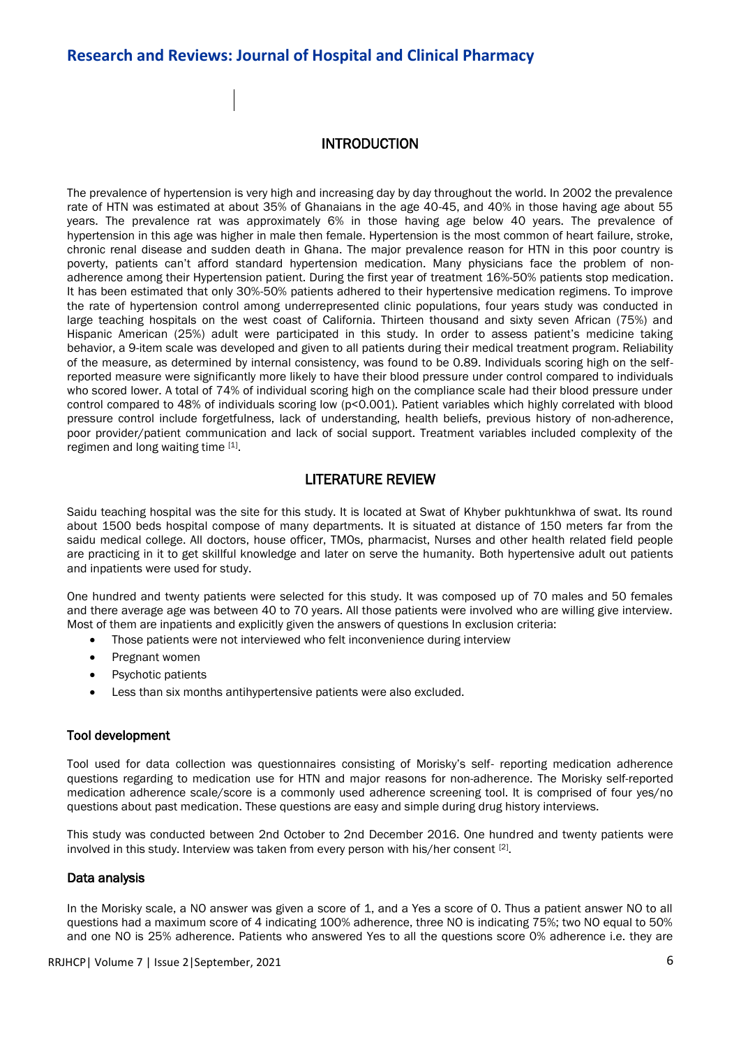## INTRODUCTION

The prevalence of hypertension is very high and increasing day by day throughout the world. In 2002 the prevalence rate of HTN was estimated at about 35% of Ghanaians in the age 40-45, and 40% in those having age about 55 years. The prevalence rat was approximately 6% in those having age below 40 years. The prevalence of hypertension in this age was higher in male then female. Hypertension is the most common of heart failure, stroke, chronic renal disease and sudden death in Ghana. The major prevalence reason for HTN in this poor country is poverty, patients can't afford standard hypertension medication. Many physicians face the problem of non-adherence among their Hypertension patient. During the first year of treatment 16%-50% patients stop medication. It has been estimated that only 30%-50% patients adhered to their hypertensive medication regimens. To improve the rate of hypertension control among underrepresented clinic populations, four years study was conducted in large teaching hospitals on the west coast of California. Thirteen thousand and sixty seven African (75%) and Hispanic American (25%) adult were participated in this study. In order to assess patient's medicine taking behavior, a 9-item scale was developed and given to all patients during their medical treatment program. Reliability of the measure, as determined by internal consistency, was found to be 0.89. Individuals scoring high on the self-reported measure were significantly more likely to have their blood pressure under control compared to individuals who scored lower. A total of 74% of individual scoring high on the compliance scale had their blood pressure under control compared to 48% of individuals scoring low ($p<0.001$). Patient variables which highly correlated with blood pressure control include forgetfulness, lack of understanding, health beliefs, previous history of non-adherence, poor provider/patient communication and lack of social support. Treatment variables included complexity of the regimen and long waiting time [1].

## LITERATURE REVIEW

Saidu teaching hospital was the site for this study. It is located at Swat of Khyber pukhtunkhwa of swat. Its round about 1500 beds hospital compose of many departments. It is situated at distance of 150 meters far from the saidu medical college. All doctors, house officer, TMOs, pharmacist, Nurses and other health related field people are practicing in it to get skillful knowledge and later on serve the humanity. Both hypertensive adult out patients and inpatients were used for study.

One hundred and twenty patients were selected for this study. It was composed up of 70 males and 50 females and there average age was between 40 to 70 years. All those patients were involved who are willing give interview. Most of them are inpatients and explicitly given the answers of questions In exclusion criteria:

- Those patients were not interviewed who felt inconvenience during interview
- Pregnant women
- Psychotic patients
- Less than six months antihypertensive patients were also excluded.

### Tool development

Tool used for data collection was questionnaires consisting of Morisky's self- reporting medication adherence questions regarding to medication use for HTN and major reasons for non-adherence. The Morisky self-reported medication adherence scale/score is a commonly used adherence screening tool. It is comprised of four yes/no questions about past medication. These questions are easy and simple during drug history interviews.

This study was conducted between 2nd October to 2nd December 2016. One hundred and twenty patients were involved in this study. Interview was taken from every person with his/her consent [2].

### Data analysis

In the Morisky scale, a NO answer was given a score of 1, and a Yes a score of 0. Thus a patient answer NO to all questions had a maximum score of 4 indicating 100% adherence, three NO is indicating 75%; two NO equal to 50% and one NO is 25% adherence. Patients who answered Yes to all the questions score 0% adherence i.e. they are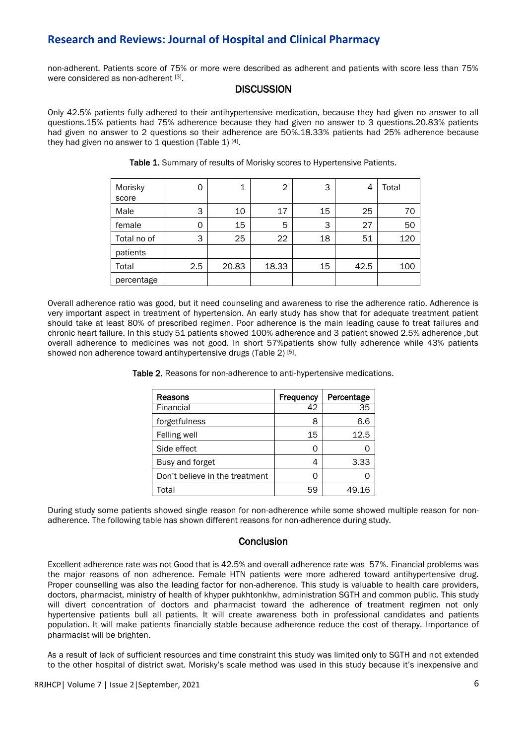non-adherent. Patients score of 75% or more were described as adherent and patients with score less than 75% were considered as non-adherent [3].

## DISCUSSION

Only 42.5% patients fully adhered to their antihypertensive medication, because they had given no answer to all questions.15% patients had 75% adherence because they had given no answer to 3 questions.20.83% patients had given no answer to 2 questions so their adherence are 50%.18.33% patients had 25% adherence because they had given no answer to 1 question (Table 1) [4].

**Table 1.** Summary of results of Morisky scores to Hypertensive Patients.

| Morisky score | 0 | 1 | 2 | 3 | 4 | Total |
|---|---|---|---|---|---|---|
| Male | 3 | 10 | 17 | 15 | 25 | 70 |
| female | 0 | 15 | 5 | 3 | 27 | 50 |
| Total no of patients | 3 | 25 | 22 | 18 | 51 | 120 |
| Total percentage | 2.5 | 20.83 | 18.33 | 15 | 42.5 | 100 |

Overall adherence ratio was good, but it need counseling and awareness to rise the adherence ratio. Adherence is very important aspect in treatment of hypertension. An early study has show that for adequate treatment patient should take at least 80% of prescribed regimen. Poor adherence is the main leading cause fo treat failures and chronic heart failure. In this study 51 patients showed 100% adherence and 3 patient showed 2.5% adherence ,but overall adherence to medicines was not good. In short 57%patients show fully adherence while 43% patients showed non adherence toward antihypertensive drugs (Table 2) [5].

**Table 2.** Reasons for non-adherence to anti-hypertensive medications.

| Reasons | Frequency | Percentage |
|---|---|---|
| Financial | 42 | 35 |
| forgetfulness | 8 | 6.6 |
| Felling well | 15 | 12.5 |
| Side effect | 0 | 0 |
| Busy and forget | 4 | 3.33 |
| Don't believe in the treatment | 0 | 0 |
| Total | 59 | 49.16 |

During study some patients showed single reason for non-adherence while some showed multiple reason for non-adherence. The following table has shown different reasons for non-adherence during study.

## Conclusion

Excellent adherence rate was not Good that is 42.5% and overall adherence rate was 57%. Financial problems was the major reasons of non adherence. Female HTN patients were more adhered toward antihypertensive drug. Proper counselling was also the leading factor for non-adherence. This study is valuable to health care providers, doctors, pharmacist, ministry of health of khyper pukhtonkhw, administration SGTH and common public. This study will divert concentration of doctors and pharmacist toward the adherence of treatment regimen not only hypertensive patients bull all patients. It will create awareness both in professional candidates and patients population. It will make patients financially stable because adherence reduce the cost of therapy. Importance of pharmacist will be brighten.

As a result of lack of sufficient resources and time constraint this study was limited only to SGTH and not extended to the other hospital of district swat. Morisky's scale method was used in this study because it's inexpensive and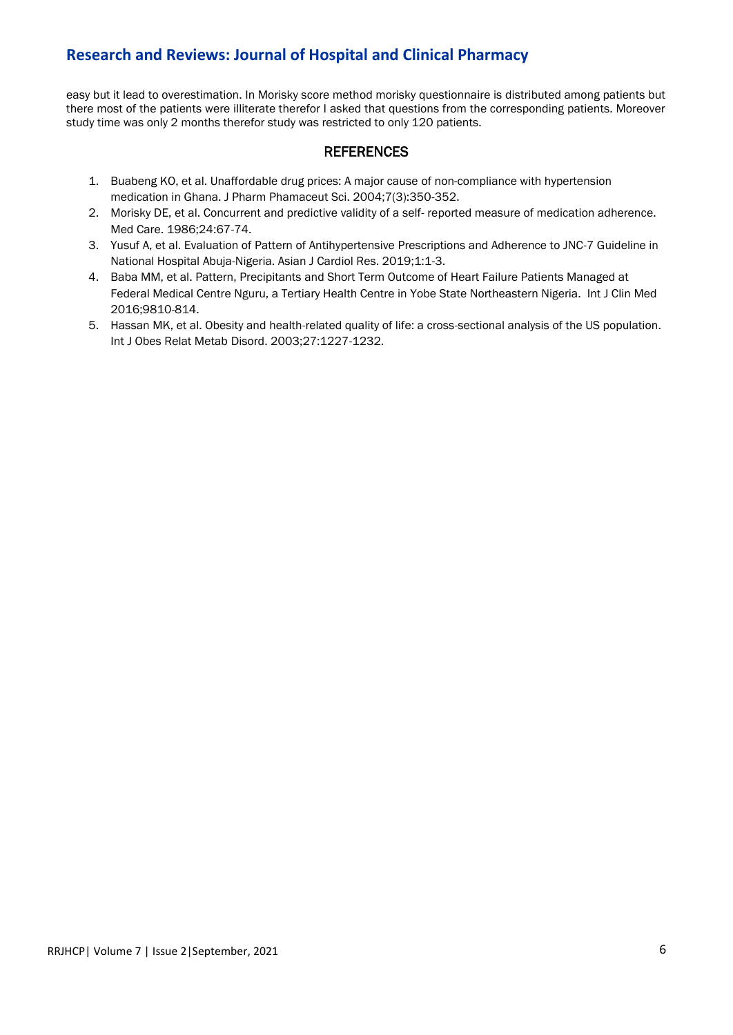easy but it lead to overestimation. In Morisky score method morisky questionnaire is distributed among patients but there most of the patients were illiterate therefor I asked that questions from the corresponding patients. Moreover study time was only 2 months therefor study was restricted to only 120 patients.

## REFERENCES

1. Buabeng KO, et al. Unaffordable drug prices: A major cause of non-compliance with hypertension medication in Ghana. J Pharm Phamaceut Sci. 2004;7(3):350-352.
2. Morisky DE, et al. Concurrent and predictive validity of a self- reported measure of medication adherence. Med Care. 1986;24:67-74.
3. Yusuf A, et al. Evaluation of Pattern of Antihypertensive Prescriptions and Adherence to JNC-7 Guideline in National Hospital Abuja-Nigeria. Asian J Cardiol Res. 2019;1:1-3.
4. Baba MM, et al. Pattern, Precipitants and Short Term Outcome of Heart Failure Patients Managed at Federal Medical Centre Nguru, a Tertiary Health Centre in Yobe State Northeastern Nigeria. Int J Clin Med 2016;9810-814.
5. Hassan MK, et al. Obesity and health-related quality of life: a cross-sectional analysis of the US population. Int J Obes Relat Metab Disord. 2003;27:1227-1232.